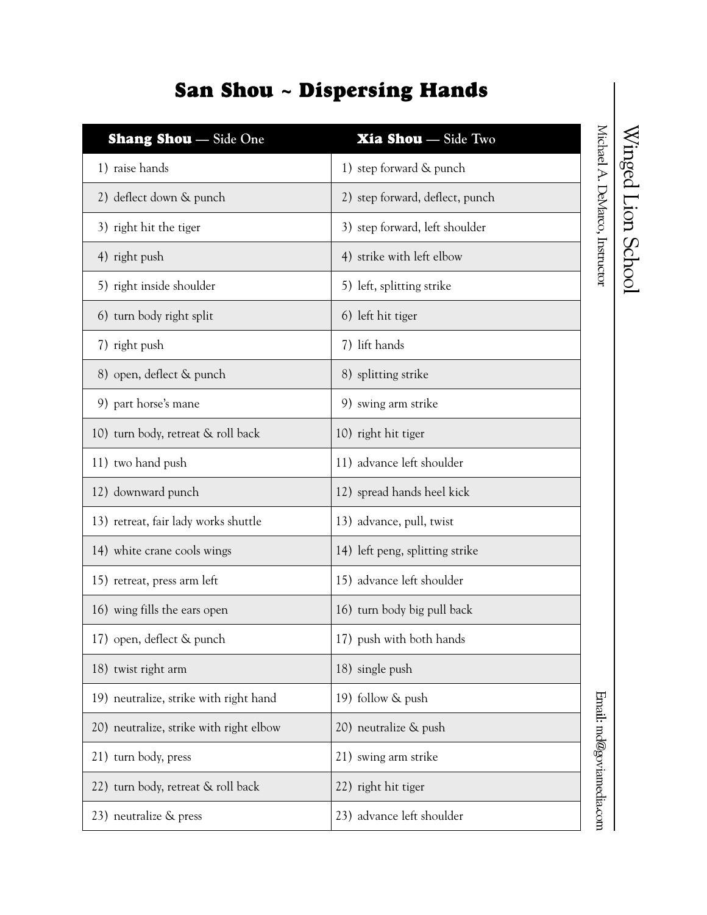# San Shou ~ Dispersing Hands

| **Shang Shou** — Side One | **Xia Shou** — Side Two |
|---|---|
| 1) raise hands | 1) step forward & punch |
| 2) deflect down & punch | 2) step forward, deflect, punch |
| 3) right hit the tiger | 3) step forward, left shoulder |
| 4) right push | 4) strike with left elbow |
| 5) right inside shoulder | 5) left, splitting strike |
| 6) turn body right split | 6) left hit tiger |
| 7) right push | 7) lift hands |
| 8) open, deflect & punch | 8) splitting strike |
| 9) part horse's mane | 9) swing arm strike |
| 10) turn body, retreat & roll back | 10) right hit tiger |
| 11) two hand push | 11) advance left shoulder |
| 12) downward punch | 12) spread hands heel kick |
| 13) retreat, fair lady works shuttle | 13) advance, pull, twist |
| 14) white crane cools wings | 14) left peng, splitting strike |
| 15) retreat, press arm left | 15) advance left shoulder |
| 16) wing fills the ears open | 16) turn body big pull back |
| 17) open, deflect & punch | 17) push with both hands |
| 18) twist right arm | 18) single push |
| 19) neutralize, strike with right hand | 19) follow & push |
| 20) neutralize, strike with right elbow | 20) neutralize & push |
| 21) turn body, press | 21) swing arm strike |
| 22) turn body, retreat & roll back | 22) right hit tiger |
| 23) neutralize & press | 23) advance left shoulder |

Winged Lion School

Michael A. DeMarco, Instructor

Email: md@goviamedia.com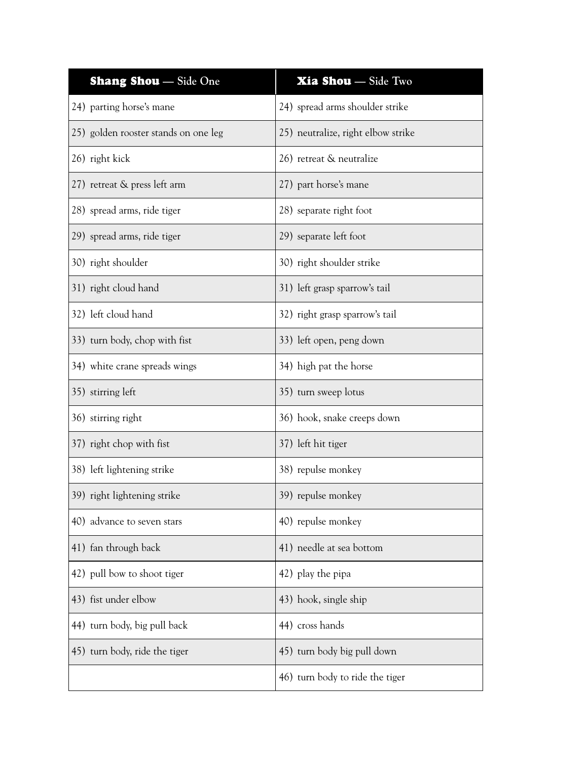| **Shang Shou** — Side One | **Xia Shou** — Side Two |
|---|---|
| 24) parting horse's mane | 24) spread arms shoulder strike |
| 25) golden rooster stands on one leg | 25) neutralize, right elbow strike |
| 26) right kick | 26) retreat & neutralize |
| 27) retreat & press left arm | 27) part horse's mane |
| 28) spread arms, ride tiger | 28) separate right foot |
| 29) spread arms, ride tiger | 29) separate left foot |
| 30) right shoulder | 30) right shoulder strike |
| 31) right cloud hand | 31) left grasp sparrow's tail |
| 32) left cloud hand | 32) right grasp sparrow's tail |
| 33) turn body, chop with fist | 33) left open, peng down |
| 34) white crane spreads wings | 34) high pat the horse |
| 35) stirring left | 35) turn sweep lotus |
| 36) stirring right | 36) hook, snake creeps down |
| 37) right chop with fist | 37) left hit tiger |
| 38) left lightening strike | 38) repulse monkey |
| 39) right lightening strike | 39) repulse monkey |
| 40) advance to seven stars | 40) repulse monkey |
| 41) fan through back | 41) needle at sea bottom |
| 42) pull bow to shoot tiger | 42) play the pipa |
| 43) fist under elbow | 43) hook, single ship |
| 44) turn body, big pull back | 44) cross hands |
| 45) turn body, ride the tiger | 45) turn body big pull down |
| | 46) turn body to ride the tiger |